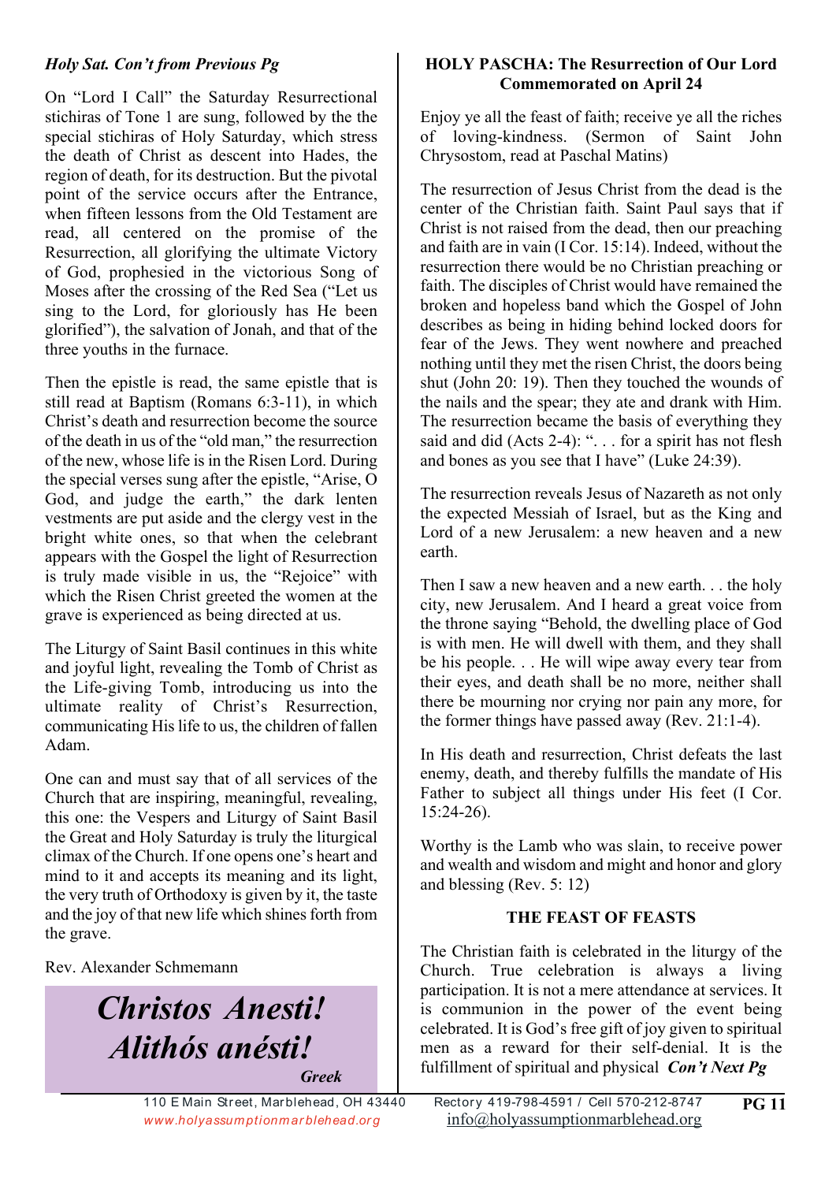*Holy Sat. Con't from Previous Pg*

On "Lord I Call" the Saturday Resurrectional stichiras of Tone 1 are sung, followed by the the special stichiras of Holy Saturday, which stress the death of Christ as descent into Hades, the region of death, for its destruction. But the pivotal point of the service occurs after the Entrance, when fifteen lessons from the Old Testament are read, all centered on the promise of the Resurrection, all glorifying the ultimate Victory of God, prophesied in the victorious Song of Moses after the crossing of the Red Sea ("Let us sing to the Lord, for gloriously has He been glorified"), the salvation of Jonah, and that of the three youths in the furnace.

Then the epistle is read, the same epistle that is still read at Baptism (Romans 6:3-11), in which Christ's death and resurrection become the source of the death in us of the "old man," the resurrection of the new, whose life is in the Risen Lord. During the special verses sung after the epistle, "Arise, O God, and judge the earth," the dark lenten vestments are put aside and the clergy vest in the bright white ones, so that when the celebrant appears with the Gospel the light of Resurrection is truly made visible in us, the "Rejoice" with which the Risen Christ greeted the women at the grave is experienced as being directed at us.

The Liturgy of Saint Basil continues in this white and joyful light, revealing the Tomb of Christ as the Life-giving Tomb, introducing us into the ultimate reality of Christ's Resurrection, communicating His life to us, the children of fallen Adam.

One can and must say that of all services of the Church that are inspiring, meaningful, revealing, this one: the Vespers and Liturgy of Saint Basil the Great and Holy Saturday is truly the liturgical climax of the Church. If one opens one's heart and mind to it and accepts its meaning and its light, the very truth of Orthodoxy is given by it, the taste and the joy of that new life which shines forth from the grave.

Rev. Alexander Schmemann

***Christos Anesti!***
***Alithós anésti!***
***Greek***

## HOLY PASCHA: The Resurrection of Our Lord Commemorated on April 24

Enjoy ye all the feast of faith; receive ye all the riches of loving-kindness. (Sermon of Saint John Chrysostom, read at Paschal Matins)

The resurrection of Jesus Christ from the dead is the center of the Christian faith. Saint Paul says that if Christ is not raised from the dead, then our preaching and faith are in vain (I Cor. 15:14). Indeed, without the resurrection there would be no Christian preaching or faith. The disciples of Christ would have remained the broken and hopeless band which the Gospel of John describes as being in hiding behind locked doors for fear of the Jews. They went nowhere and preached nothing until they met the risen Christ, the doors being shut (John 20: 19). Then they touched the wounds of the nails and the spear; they ate and drank with Him. The resurrection became the basis of everything they said and did (Acts 2-4): ". . . for a spirit has not flesh and bones as you see that I have" (Luke 24:39).

The resurrection reveals Jesus of Nazareth as not only the expected Messiah of Israel, but as the King and Lord of a new Jerusalem: a new heaven and a new earth.

Then I saw a new heaven and a new earth. . . the holy city, new Jerusalem. And I heard a great voice from the throne saying "Behold, the dwelling place of God is with men. He will dwell with them, and they shall be his people. . . He will wipe away every tear from their eyes, and death shall be no more, neither shall there be mourning nor crying nor pain any more, for the former things have passed away (Rev. 21:1-4).

In His death and resurrection, Christ defeats the last enemy, death, and thereby fulfills the mandate of His Father to subject all things under His feet (I Cor. 15:24-26).

Worthy is the Lamb who was slain, to receive power and wealth and wisdom and might and honor and glory and blessing (Rev. 5: 12)

## THE FEAST OF FEASTS

The Christian faith is celebrated in the liturgy of the Church. True celebration is always a living participation. It is not a mere attendance at services. It is communion in the power of the event being celebrated. It is God's free gift of joy given to spiritual men as a reward for their self-denial. It is the fulfillment of spiritual and physical ***Con't Next Pg***

110 E Main Street, Marblehead, OH 43440
*www.holyassumptionmarblehead.org*
Rectory 419-798-4591 / Cell 570-212-8747
info@holyassumptionmarblehead.org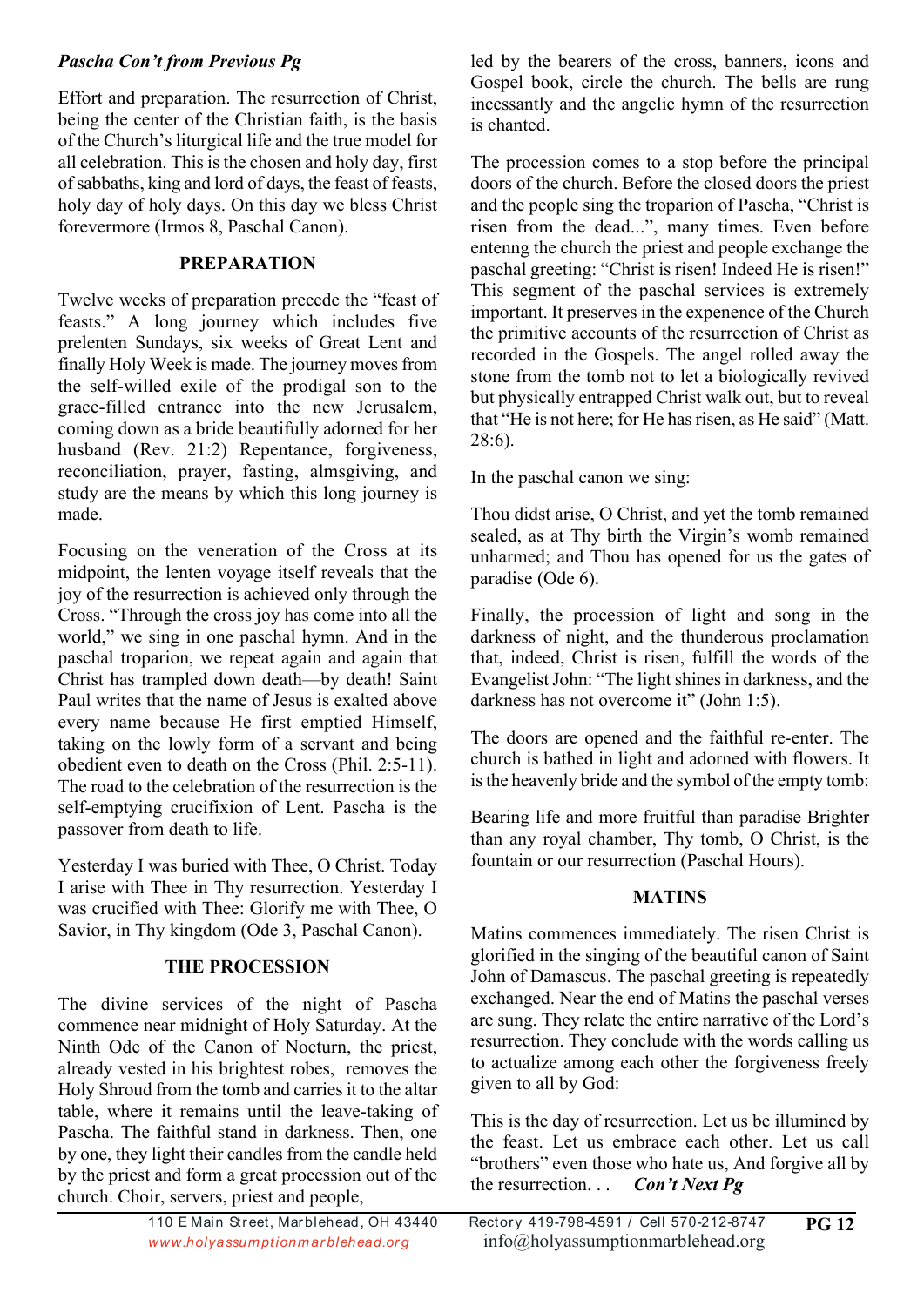***Pascha Con't from Previous Pg***

Effort and preparation. The resurrection of Christ, being the center of the Christian faith, is the basis of the Church's liturgical life and the true model for all celebration. This is the chosen and holy day, first of sabbaths, king and lord of days, the feast of feasts, holy day of holy days. On this day we bless Christ forevermore (Irmos 8, Paschal Canon).

**PREPARATION**

Twelve weeks of preparation precede the "feast of feasts." A long journey which includes five prelenten Sundays, six weeks of Great Lent and finally Holy Week is made. The journey moves from the self-willed exile of the prodigal son to the grace-filled entrance into the new Jerusalem, coming down as a bride beautifully adorned for her husband (Rev. 21:2) Repentance, forgiveness, reconciliation, prayer, fasting, almsgiving, and study are the means by which this long journey is made.

Focusing on the veneration of the Cross at its midpoint, the lenten voyage itself reveals that the joy of the resurrection is achieved only through the Cross. "Through the cross joy has come into all the world," we sing in one paschal hymn. And in the paschal troparion, we repeat again and again that Christ has trampled down death—by death! Saint Paul writes that the name of Jesus is exalted above every name because He first emptied Himself, taking on the lowly form of a servant and being obedient even to death on the Cross (Phil. 2:5-11). The road to the celebration of the resurrection is the self-emptying crucifixion of Lent. Pascha is the passover from death to life.

Yesterday I was buried with Thee, O Christ. Today I arise with Thee in Thy resurrection. Yesterday I was crucified with Thee: Glorify me with Thee, O Savior, in Thy kingdom (Ode 3, Paschal Canon).

**THE PROCESSION**

The divine services of the night of Pascha commence near midnight of Holy Saturday. At the Ninth Ode of the Canon of Nocturn, the priest, already vested in his brightest robes, removes the Holy Shroud from the tomb and carries it to the altar table, where it remains until the leave-taking of Pascha. The faithful stand in darkness. Then, one by one, they light their candles from the candle held by the priest and form a great procession out of the church. Choir, servers, priest and people, led by the bearers of the cross, banners, icons and Gospel book, circle the church. The bells are rung incessantly and the angelic hymn of the resurrection is chanted.

The procession comes to a stop before the principal doors of the church. Before the closed doors the priest and the people sing the troparion of Pascha, "Christ is risen from the dead...", many times. Even before entenng the church the priest and people exchange the paschal greeting: "Christ is risen! Indeed He is risen!" This segment of the paschal services is extremely important. It preserves in the expenence of the Church the primitive accounts of the resurrection of Christ as recorded in the Gospels. The angel rolled away the stone from the tomb not to let a biologically revived but physically entrapped Christ walk out, but to reveal that "He is not here; for He has risen, as He said" (Matt. 28:6).

In the paschal canon we sing:

Thou didst arise, O Christ, and yet the tomb remained sealed, as at Thy birth the Virgin's womb remained unharmed; and Thou has opened for us the gates of paradise (Ode 6).

Finally, the procession of light and song in the darkness of night, and the thunderous proclamation that, indeed, Christ is risen, fulfill the words of the Evangelist John: "The light shines in darkness, and the darkness has not overcome it" (John 1:5).

The doors are opened and the faithful re-enter. The church is bathed in light and adorned with flowers. It is the heavenly bride and the symbol of the empty tomb:

Bearing life and more fruitful than paradise Brighter than any royal chamber, Thy tomb, O Christ, is the fountain or our resurrection (Paschal Hours).

**MATINS**

Matins commences immediately. The risen Christ is glorified in the singing of the beautiful canon of Saint John of Damascus. The paschal greeting is repeatedly exchanged. Near the end of Matins the paschal verses are sung. They relate the entire narrative of the Lord's resurrection. They conclude with the words calling us to actualize among each other the forgiveness freely given to all by God:

This is the day of resurrection. Let us be illumined by the feast. Let us embrace each other. Let us call "brothers" even those who hate us, And forgive all by the resurrection. . . ***Con't Next Pg***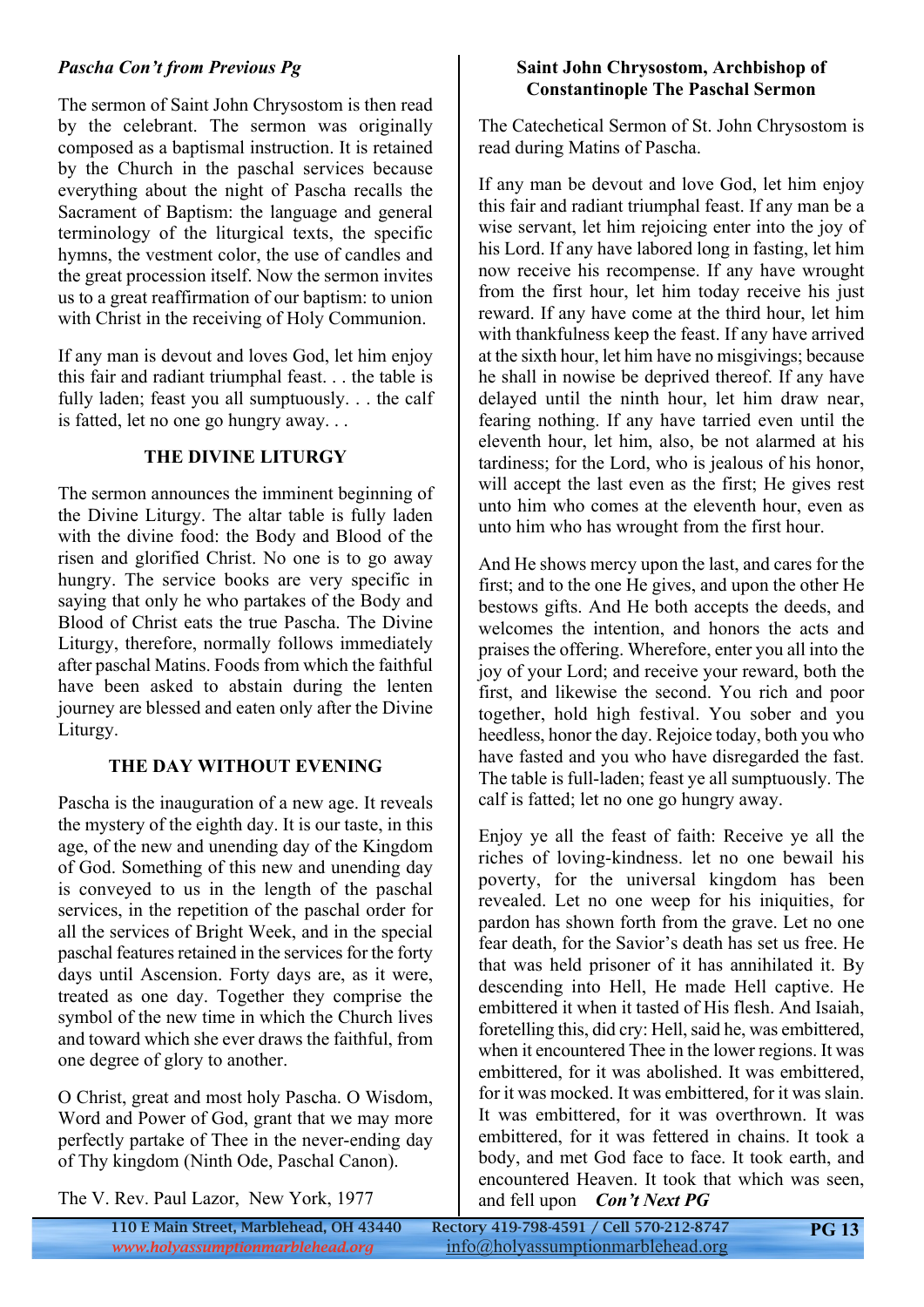### *Pascha Con't from Previous Pg*

The sermon of Saint John Chrysostom is then read by the celebrant. The sermon was originally composed as a baptismal instruction. It is retained by the Church in the paschal services because everything about the night of Pascha recalls the Sacrament of Baptism: the language and general terminology of the liturgical texts, the specific hymns, the vestment color, the use of candles and the great procession itself. Now the sermon invites us to a great reaffirmation of our baptism: to union with Christ in the receiving of Holy Communion.

If any man is devout and loves God, let him enjoy this fair and radiant triumphal feast. . . the table is fully laden; feast you all sumptuously. . . the calf is fatted, let no one go hungry away. . .

### THE DIVINE LITURGY

The sermon announces the imminent beginning of the Divine Liturgy. The altar table is fully laden with the divine food: the Body and Blood of the risen and glorified Christ. No one is to go away hungry. The service books are very specific in saying that only he who partakes of the Body and Blood of Christ eats the true Pascha. The Divine Liturgy, therefore, normally follows immediately after paschal Matins. Foods from which the faithful have been asked to abstain during the lenten journey are blessed and eaten only after the Divine Liturgy.

### THE DAY WITHOUT EVENING

Pascha is the inauguration of a new age. It reveals the mystery of the eighth day. It is our taste, in this age, of the new and unending day of the Kingdom of God. Something of this new and unending day is conveyed to us in the length of the paschal services, in the repetition of the paschal order for all the services of Bright Week, and in the special paschal features retained in the services for the forty days until Ascension. Forty days are, as it were, treated as one day. Together they comprise the symbol of the new time in which the Church lives and toward which she ever draws the faithful, from one degree of glory to another.

O Christ, great and most holy Pascha. O Wisdom, Word and Power of God, grant that we may more perfectly partake of Thee in the never-ending day of Thy kingdom (Ninth Ode, Paschal Canon).

The V. Rev. Paul Lazor, New York, 1977

### Saint John Chrysostom, Archbishop of Constantinople The Paschal Sermon

The Catechetical Sermon of St. John Chrysostom is read during Matins of Pascha.

If any man be devout and love God, let him enjoy this fair and radiant triumphal feast. If any man be a wise servant, let him rejoicing enter into the joy of his Lord. If any have labored long in fasting, let him now receive his recompense. If any have wrought from the first hour, let him today receive his just reward. If any have come at the third hour, let him with thankfulness keep the feast. If any have arrived at the sixth hour, let him have no misgivings; because he shall in nowise be deprived thereof. If any have delayed until the ninth hour, let him draw near, fearing nothing. If any have tarried even until the eleventh hour, let him, also, be not alarmed at his tardiness; for the Lord, who is jealous of his honor, will accept the last even as the first; He gives rest unto him who comes at the eleventh hour, even as unto him who has wrought from the first hour.

And He shows mercy upon the last, and cares for the first; and to the one He gives, and upon the other He bestows gifts. And He both accepts the deeds, and welcomes the intention, and honors the acts and praises the offering. Wherefore, enter you all into the joy of your Lord; and receive your reward, both the first, and likewise the second. You rich and poor together, hold high festival. You sober and you heedless, honor the day. Rejoice today, both you who have fasted and you who have disregarded the fast. The table is full-laden; feast ye all sumptuously. The calf is fatted; let no one go hungry away.

Enjoy ye all the feast of faith: Receive ye all the riches of loving-kindness. let no one bewail his poverty, for the universal kingdom has been revealed. Let no one weep for his iniquities, for pardon has shown forth from the grave. Let no one fear death, for the Savior's death has set us free. He that was held prisoner of it has annihilated it. By descending into Hell, He made Hell captive. He embittered it when it tasted of His flesh. And Isaiah, foretelling this, did cry: Hell, said he, was embittered, when it encountered Thee in the lower regions. It was embittered, for it was abolished. It was embittered, for it was mocked. It was embittered, for it was slain. It was embittered, for it was overthrown. It was embittered, for it was fettered in chains. It took a body, and met God face to face. It took earth, and encountered Heaven. It took that which was seen, and fell upon ***Con't Next PG***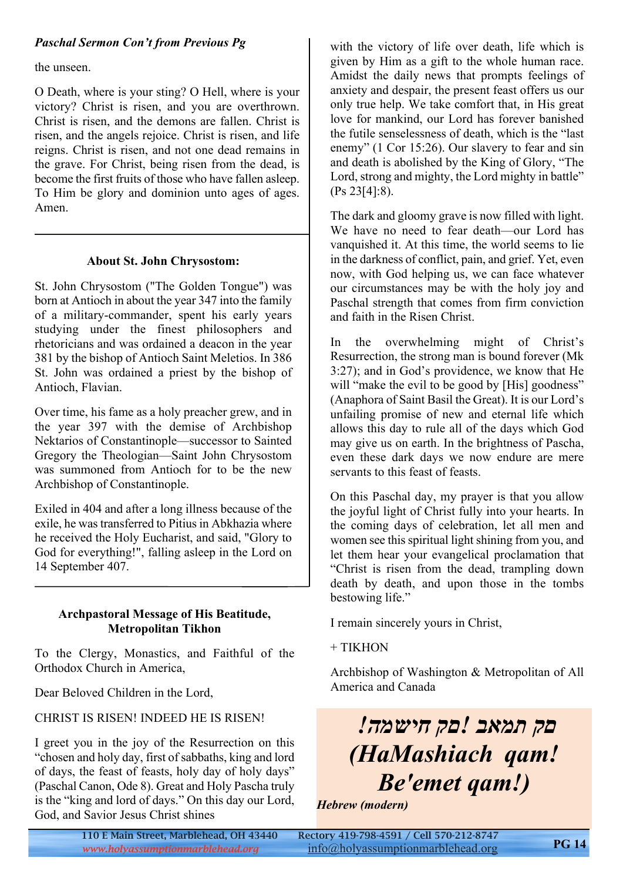***Paschal Sermon Con't from Previous Pg***

the unseen.

O Death, where is your sting? O Hell, where is your victory? Christ is risen, and you are overthrown. Christ is risen, and the demons are fallen. Christ is risen, and the angels rejoice. Christ is risen, and life reigns. Christ is risen, and not one dead remains in the grave. For Christ, being risen from the dead, is become the first fruits of those who have fallen asleep. To Him be glory and dominion unto ages of ages. Amen.

---

**About St. John Chrysostom:**

St. John Chrysostom ("The Golden Tongue") was born at Antioch in about the year 347 into the family of a military-commander, spent his early years studying under the finest philosophers and rhetoricians and was ordained a deacon in the year 381 by the bishop of Antioch Saint Meletios. In 386 St. John was ordained a priest by the bishop of Antioch, Flavian.

Over time, his fame as a holy preacher grew, and in the year 397 with the demise of Archbishop Nektarios of Constantinople—successor to Sainted Gregory the Theologian—Saint John Chrysostom was summoned from Antioch for to be the new Archbishop of Constantinople.

Exiled in 404 and after a long illness because of the exile, he was transferred to Pitius in Abkhazia where he received the Holy Eucharist, and said, "Glory to God for everything!", falling asleep in the Lord on 14 September 407.

---

**Archpastoral Message of His Beatitude, Metropolitan Tikhon**

To the Clergy, Monastics, and Faithful of the Orthodox Church in America,

Dear Beloved Children in the Lord,

CHRIST IS RISEN! INDEED HE IS RISEN!

I greet you in the joy of the Resurrection on this "chosen and holy day, first of sabbaths, king and lord of days, the feast of feasts, holy day of holy days" (Paschal Canon, Ode 8). Great and Holy Pascha truly is the "king and lord of days." On this day our Lord, God, and Savior Jesus Christ shines with the victory of life over death, life which is given by Him as a gift to the whole human race. Amidst the daily news that prompts feelings of anxiety and despair, the present feast offers us our only true help. We take comfort that, in His great love for mankind, our Lord has forever banished the futile senselessness of death, which is the "last enemy" (1 Cor 15:26). Our slavery to fear and sin and death is abolished by the King of Glory, "The Lord, strong and mighty, the Lord mighty in battle" (Ps 23[4]:8).

The dark and gloomy grave is now filled with light. We have no need to fear death—our Lord has vanquished it. At this time, the world seems to lie in the darkness of conflict, pain, and grief. Yet, even now, with God helping us, we can face whatever our circumstances may be with the holy joy and Paschal strength that comes from firm conviction and faith in the Risen Christ.

In the overwhelming might of Christ's Resurrection, the strong man is bound forever (Mk 3:27); and in God's providence, we know that He will "make the evil to be good by [His] goodness" (Anaphora of Saint Basil the Great). It is our Lord's unfailing promise of new and eternal life which allows this day to rule all of the days which God may give us on earth. In the brightness of Pascha, even these dark days we now endure are mere servants to this feast of feasts.

On this Paschal day, my prayer is that you allow the joyful light of Christ fully into your hearts. In the coming days of celebration, let all men and women see this spiritual light shining from you, and let them hear your evangelical proclamation that "Christ is risen from the dead, trampling down death by death, and upon those in the tombs bestowing life."

I remain sincerely yours in Christ,

+ TIKHON

Archbishop of Washington & Metropolitan of All America and Canada

***!המשיח קם !באמת קם***
***(HaMashiach qam! Be'emet qam!)***

***Hebrew (modern)***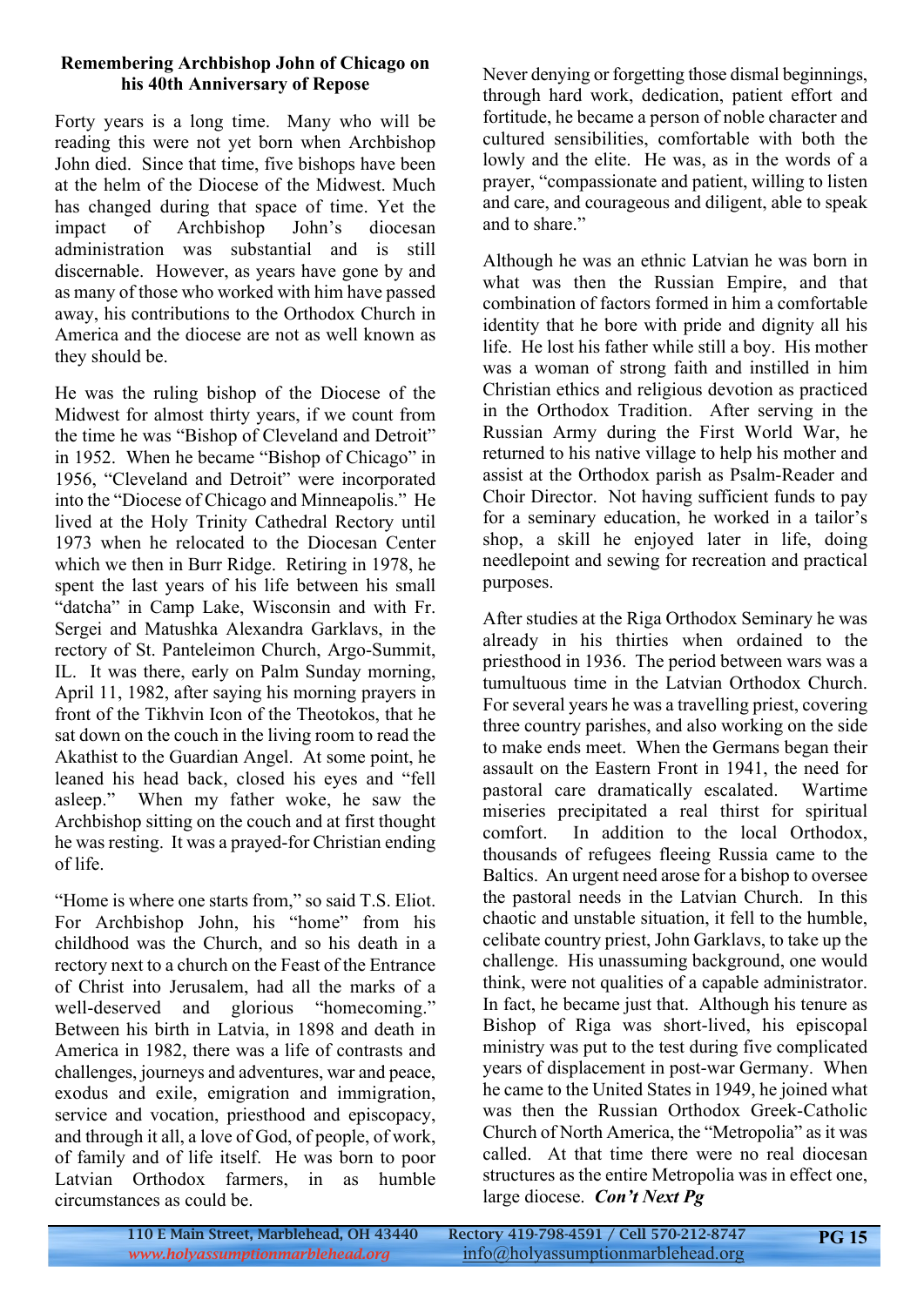## Remembering Archbishop John of Chicago on his 40th Anniversary of Repose

Forty years is a long time. Many who will be reading this were not yet born when Archbishop John died. Since that time, five bishops have been at the helm of the Diocese of the Midwest. Much has changed during that space of time. Yet the impact of Archbishop John's diocesan administration was substantial and is still discernable. However, as years have gone by and as many of those who worked with him have passed away, his contributions to the Orthodox Church in America and the diocese are not as well known as they should be.

He was the ruling bishop of the Diocese of the Midwest for almost thirty years, if we count from the time he was "Bishop of Cleveland and Detroit" in 1952. When he became "Bishop of Chicago" in 1956, "Cleveland and Detroit" were incorporated into the "Diocese of Chicago and Minneapolis." He lived at the Holy Trinity Cathedral Rectory until 1973 when he relocated to the Diocesan Center which we then in Burr Ridge. Retiring in 1978, he spent the last years of his life between his small "datcha" in Camp Lake, Wisconsin and with Fr. Sergei and Matushka Alexandra Garklavs, in the rectory of St. Panteleimon Church, Argo-Summit, IL. It was there, early on Palm Sunday morning, April 11, 1982, after saying his morning prayers in front of the Tikhvin Icon of the Theotokos, that he sat down on the couch in the living room to read the Akathist to the Guardian Angel. At some point, he leaned his head back, closed his eyes and "fell asleep." When my father woke, he saw the Archbishop sitting on the couch and at first thought he was resting. It was a prayed-for Christian ending of life.

"Home is where one starts from," so said T.S. Eliot. For Archbishop John, his "home" from his childhood was the Church, and so his death in a rectory next to a church on the Feast of the Entrance of Christ into Jerusalem, had all the marks of a well-deserved and glorious "homecoming." Between his birth in Latvia, in 1898 and death in America in 1982, there was a life of contrasts and challenges, journeys and adventures, war and peace, exodus and exile, emigration and immigration, service and vocation, priesthood and episcopacy, and through it all, a love of God, of people, of work, of family and of life itself. He was born to poor Latvian Orthodox farmers, in as humble circumstances as could be.

Never denying or forgetting those dismal beginnings, through hard work, dedication, patient effort and fortitude, he became a person of noble character and cultured sensibilities, comfortable with both the lowly and the elite. He was, as in the words of a prayer, "compassionate and patient, willing to listen and care, and courageous and diligent, able to speak and to share."

Although he was an ethnic Latvian he was born in what was then the Russian Empire, and that combination of factors formed in him a comfortable identity that he bore with pride and dignity all his life. He lost his father while still a boy. His mother was a woman of strong faith and instilled in him Christian ethics and religious devotion as practiced in the Orthodox Tradition. After serving in the Russian Army during the First World War, he returned to his native village to help his mother and assist at the Orthodox parish as Psalm-Reader and Choir Director. Not having sufficient funds to pay for a seminary education, he worked in a tailor's shop, a skill he enjoyed later in life, doing needlepoint and sewing for recreation and practical purposes.

After studies at the Riga Orthodox Seminary he was already in his thirties when ordained to the priesthood in 1936. The period between wars was a tumultuous time in the Latvian Orthodox Church. For several years he was a travelling priest, covering three country parishes, and also working on the side to make ends meet. When the Germans began their assault on the Eastern Front in 1941, the need for pastoral care dramatically escalated. Wartime miseries precipitated a real thirst for spiritual comfort. In addition to the local Orthodox, thousands of refugees fleeing Russia came to the Baltics. An urgent need arose for a bishop to oversee the pastoral needs in the Latvian Church. In this chaotic and unstable situation, it fell to the humble, celibate country priest, John Garklavs, to take up the challenge. His unassuming background, one would think, were not qualities of a capable administrator. In fact, he became just that. Although his tenure as Bishop of Riga was short-lived, his episcopal ministry was put to the test during five complicated years of displacement in post-war Germany. When he came to the United States in 1949, he joined what was then the Russian Orthodox Greek-Catholic Church of North America, the "Metropolia" as it was called. At that time there were no real diocesan structures as the entire Metropolia was in effect one, large diocese. ***Con't Next Pg***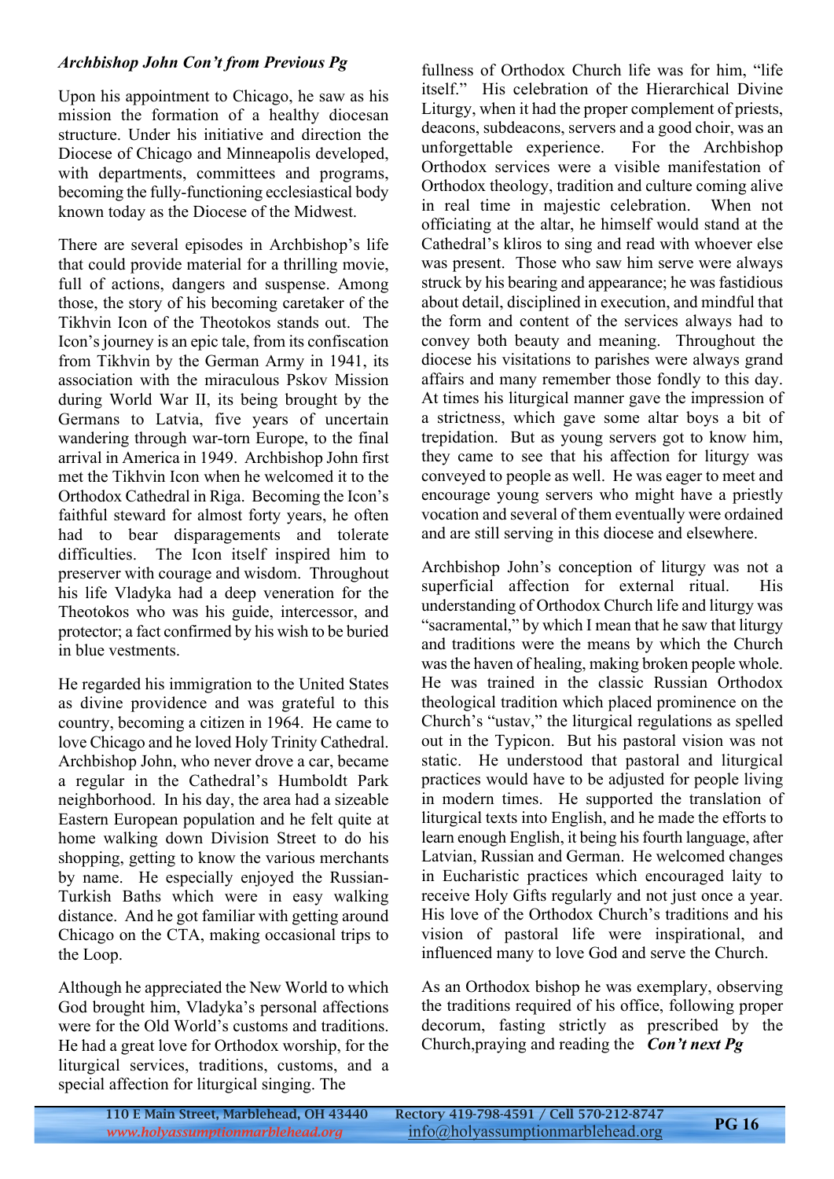***Archbishop John Con't from Previous Pg***

Upon his appointment to Chicago, he saw as his mission the formation of a healthy diocesan structure. Under his initiative and direction the Diocese of Chicago and Minneapolis developed, with departments, committees and programs, becoming the fully-functioning ecclesiastical body known today as the Diocese of the Midwest.

There are several episodes in Archbishop's life that could provide material for a thrilling movie, full of actions, dangers and suspense. Among those, the story of his becoming caretaker of the Tikhvin Icon of the Theotokos stands out. The Icon's journey is an epic tale, from its confiscation from Tikhvin by the German Army in 1941, its association with the miraculous Pskov Mission during World War II, its being brought by the Germans to Latvia, five years of uncertain wandering through war-torn Europe, to the final arrival in America in 1949. Archbishop John first met the Tikhvin Icon when he welcomed it to the Orthodox Cathedral in Riga. Becoming the Icon's faithful steward for almost forty years, he often had to bear disparagements and tolerate difficulties. The Icon itself inspired him to preserver with courage and wisdom. Throughout his life Vladyka had a deep veneration for the Theotokos who was his guide, intercessor, and protector; a fact confirmed by his wish to be buried in blue vestments.

He regarded his immigration to the United States as divine providence and was grateful to this country, becoming a citizen in 1964. He came to love Chicago and he loved Holy Trinity Cathedral. Archbishop John, who never drove a car, became a regular in the Cathedral's Humboldt Park neighborhood. In his day, the area had a sizeable Eastern European population and he felt quite at home walking down Division Street to do his shopping, getting to know the various merchants by name. He especially enjoyed the Russian-Turkish Baths which were in easy walking distance. And he got familiar with getting around Chicago on the CTA, making occasional trips to the Loop.

Although he appreciated the New World to which God brought him, Vladyka's personal affections were for the Old World's customs and traditions. He had a great love for Orthodox worship, for the liturgical services, traditions, customs, and a special affection for liturgical singing. The fullness of Orthodox Church life was for him, "life itself." His celebration of the Hierarchical Divine Liturgy, when it had the proper complement of priests, deacons, subdeacons, servers and a good choir, was an unforgettable experience. For the Archbishop Orthodox services were a visible manifestation of Orthodox theology, tradition and culture coming alive in real time in majestic celebration. When not officiating at the altar, he himself would stand at the Cathedral's kliros to sing and read with whoever else was present. Those who saw him serve were always struck by his bearing and appearance; he was fastidious about detail, disciplined in execution, and mindful that the form and content of the services always had to convey both beauty and meaning. Throughout the diocese his visitations to parishes were always grand affairs and many remember those fondly to this day. At times his liturgical manner gave the impression of a strictness, which gave some altar boys a bit of trepidation. But as young servers got to know him, they came to see that his affection for liturgy was conveyed to people as well. He was eager to meet and encourage young servers who might have a priestly vocation and several of them eventually were ordained and are still serving in this diocese and elsewhere.

Archbishop John's conception of liturgy was not a superficial affection for external ritual. His understanding of Orthodox Church life and liturgy was "sacramental," by which I mean that he saw that liturgy and traditions were the means by which the Church was the haven of healing, making broken people whole. He was trained in the classic Russian Orthodox theological tradition which placed prominence on the Church's "ustav," the liturgical regulations as spelled out in the Typicon. But his pastoral vision was not static. He understood that pastoral and liturgical practices would have to be adjusted for people living in modern times. He supported the translation of liturgical texts into English, and he made the efforts to learn enough English, it being his fourth language, after Latvian, Russian and German. He welcomed changes in Eucharistic practices which encouraged laity to receive Holy Gifts regularly and not just once a year. His love of the Orthodox Church's traditions and his vision of pastoral life were inspirational, and influenced many to love God and serve the Church.

As an Orthodox bishop he was exemplary, observing the traditions required of his office, following proper decorum, fasting strictly as prescribed by the Church,praying and reading the ***Con't next Pg***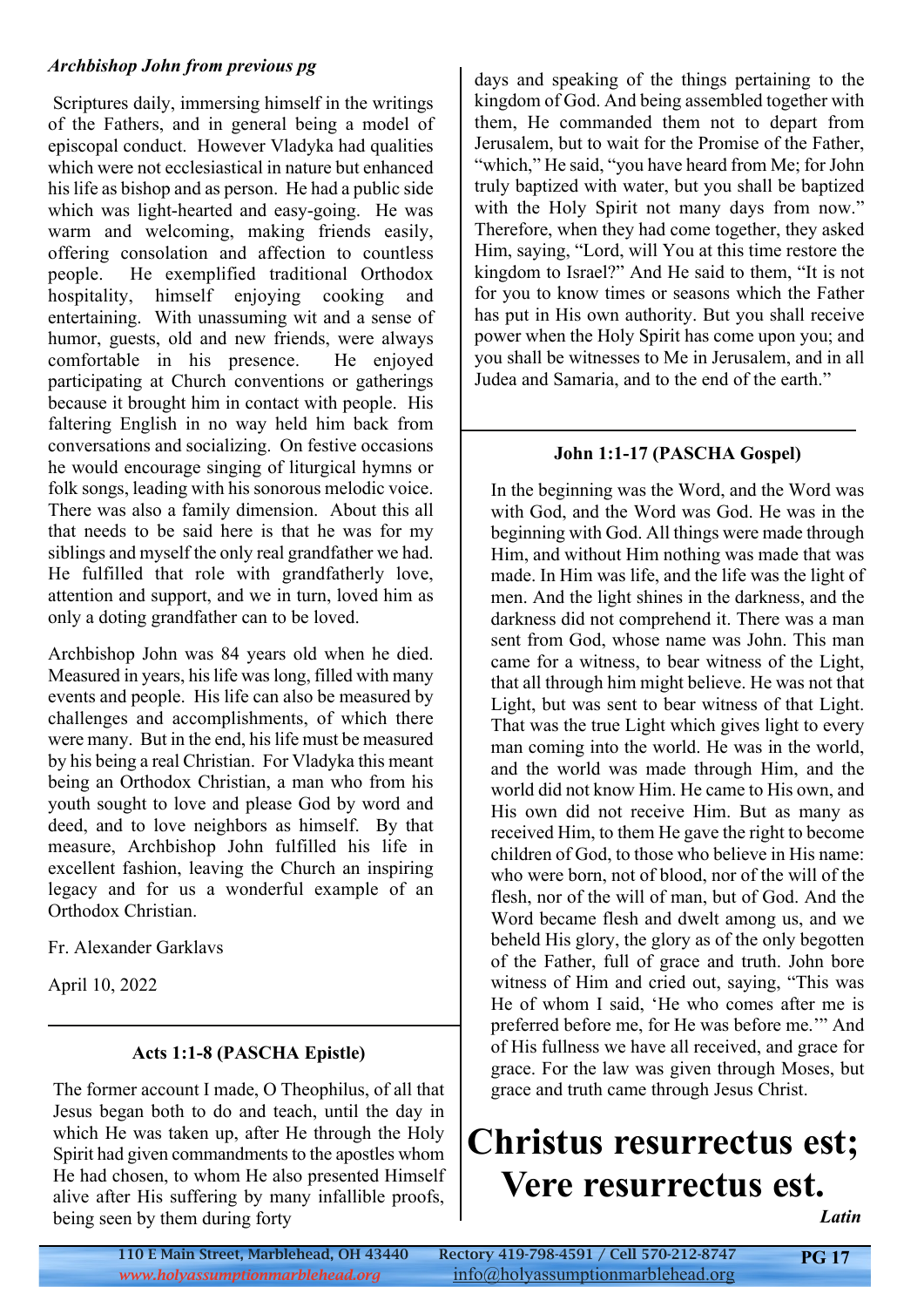*Archbishop John from previous pg*

Scriptures daily, immersing himself in the writings of the Fathers, and in general being a model of episcopal conduct. However Vladyka had qualities which were not ecclesiastical in nature but enhanced his life as bishop and as person. He had a public side which was light-hearted and easy-going. He was warm and welcoming, making friends easily, offering consolation and affection to countless people. He exemplified traditional Orthodox hospitality, himself enjoying cooking and entertaining. With unassuming wit and a sense of humor, guests, old and new friends, were always comfortable in his presence. He enjoyed participating at Church conventions or gatherings because it brought him in contact with people. His faltering English in no way held him back from conversations and socializing. On festive occasions he would encourage singing of liturgical hymns or folk songs, leading with his sonorous melodic voice. There was also a family dimension. About this all that needs to be said here is that he was for my siblings and myself the only real grandfather we had. He fulfilled that role with grandfatherly love, attention and support, and we in turn, loved him as only a doting grandfather can to be loved.

Archbishop John was 84 years old when he died. Measured in years, his life was long, filled with many events and people. His life can also be measured by challenges and accomplishments, of which there were many. But in the end, his life must be measured by his being a real Christian. For Vladyka this meant being an Orthodox Christian, a man who from his youth sought to love and please God by word and deed, and to love neighbors as himself. By that measure, Archbishop John fulfilled his life in excellent fashion, leaving the Church an inspiring legacy and for us a wonderful example of an Orthodox Christian.

Fr. Alexander Garklavs

April 10, 2022

**Acts 1:1-8 (PASCHA Epistle)**

The former account I made, O Theophilus, of all that Jesus began both to do and teach, until the day in which He was taken up, after He through the Holy Spirit had given commandments to the apostles whom He had chosen, to whom He also presented Himself alive after His suffering by many infallible proofs, being seen by them during forty days and speaking of the things pertaining to the kingdom of God. And being assembled together with them, He commanded them not to depart from Jerusalem, but to wait for the Promise of the Father, "which," He said, "you have heard from Me; for John truly baptized with water, but you shall be baptized with the Holy Spirit not many days from now." Therefore, when they had come together, they asked Him, saying, "Lord, will You at this time restore the kingdom to Israel?" And He said to them, "It is not for you to know times or seasons which the Father has put in His own authority. But you shall receive power when the Holy Spirit has come upon you; and you shall be witnesses to Me in Jerusalem, and in all Judea and Samaria, and to the end of the earth."

**John 1:1-17 (PASCHA Gospel)**

In the beginning was the Word, and the Word was with God, and the Word was God. He was in the beginning with God. All things were made through Him, and without Him nothing was made that was made. In Him was life, and the life was the light of men. And the light shines in the darkness, and the darkness did not comprehend it. There was a man sent from God, whose name was John. This man came for a witness, to bear witness of the Light, that all through him might believe. He was not that Light, but was sent to bear witness of that Light. That was the true Light which gives light to every man coming into the world. He was in the world, and the world was made through Him, and the world did not know Him. He came to His own, and His own did not receive Him. But as many as received Him, to them He gave the right to become children of God, to those who believe in His name: who were born, not of blood, nor of the will of the flesh, nor of the will of man, but of God. And the Word became flesh and dwelt among us, and we beheld His glory, the glory as of the only begotten of the Father, full of grace and truth. John bore witness of Him and cried out, saying, "This was He of whom I said, 'He who comes after me is preferred before me, for He was before me.'" And of His fullness we have all received, and grace for grace. For the law was given through Moses, but grace and truth came through Jesus Christ.

# Christus resurrectus est; Vere resurrectus est.

***Latin***